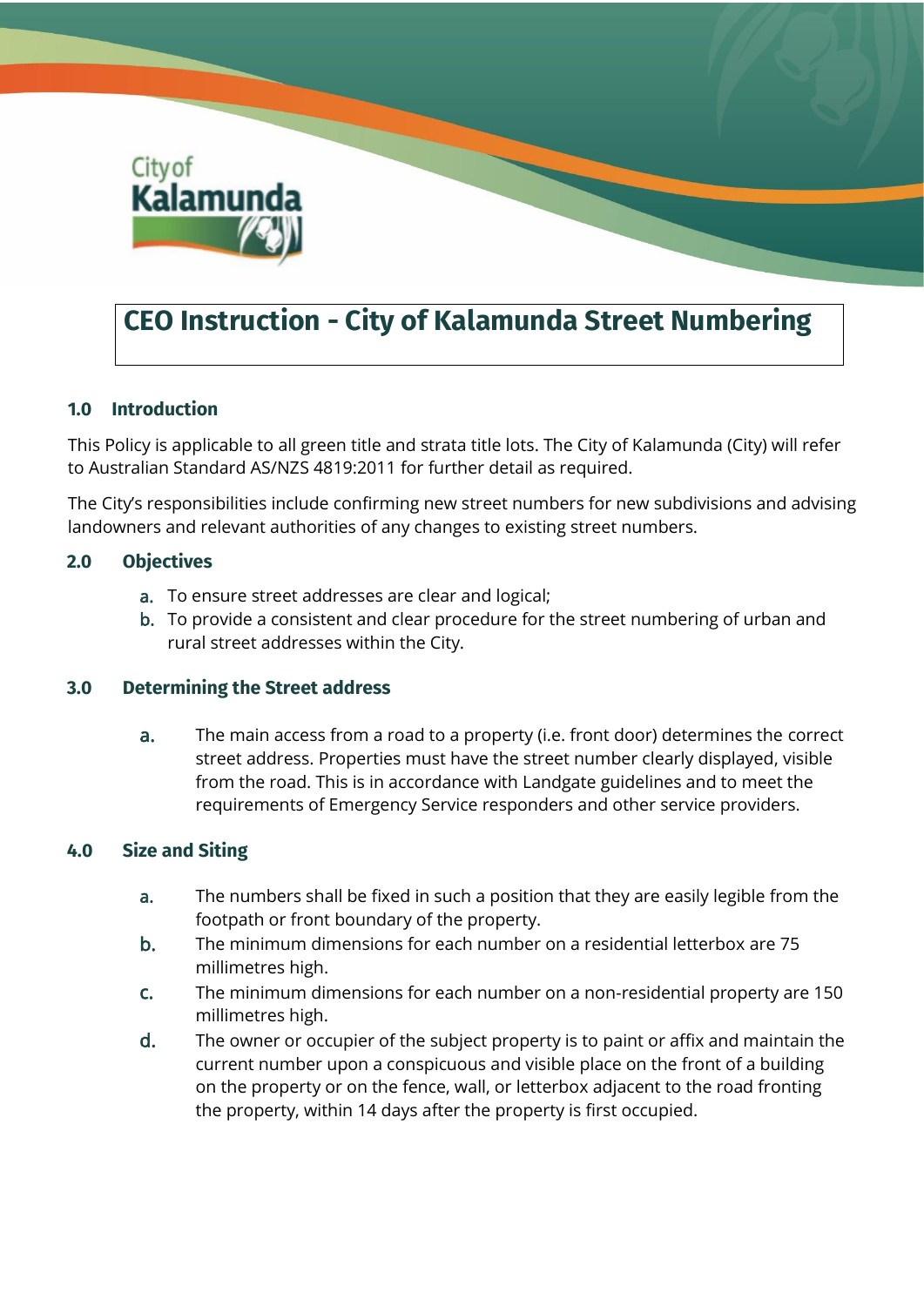# CEO Instruction - City of Kalamunda Street Numbering

## 1.0 Introduction

This Policy is applicable to all green title and strata title lots. The City of Kalamunda (City) will refer to Australian Standard AS/NZS 4819:2011 for further detail as required.

The City's responsibilities include confirming new street numbers for new subdivisions and advising landowners and relevant authorities of any changes to existing street numbers.

## 2.0 Objectives

a. To ensure street addresses are clear and logical;
b. To provide a consistent and clear procedure for the street numbering of urban and rural street addresses within the City.

## 3.0 Determining the Street address

a. The main access from a road to a property (i.e. front door) determines the correct street address. Properties must have the street number clearly displayed, visible from the road. This is in accordance with Landgate guidelines and to meet the requirements of Emergency Service responders and other service providers.

## 4.0 Size and Siting

a. The numbers shall be fixed in such a position that they are easily legible from the footpath or front boundary of the property.
b. The minimum dimensions for each number on a residential letterbox are 75 millimetres high.
c. The minimum dimensions for each number on a non-residential property are 150 millimetres high.
d. The owner or occupier of the subject property is to paint or affix and maintain the current number upon a conspicuous and visible place on the front of a building on the property or on the fence, wall, or letterbox adjacent to the road fronting the property, within 14 days after the property is first occupied.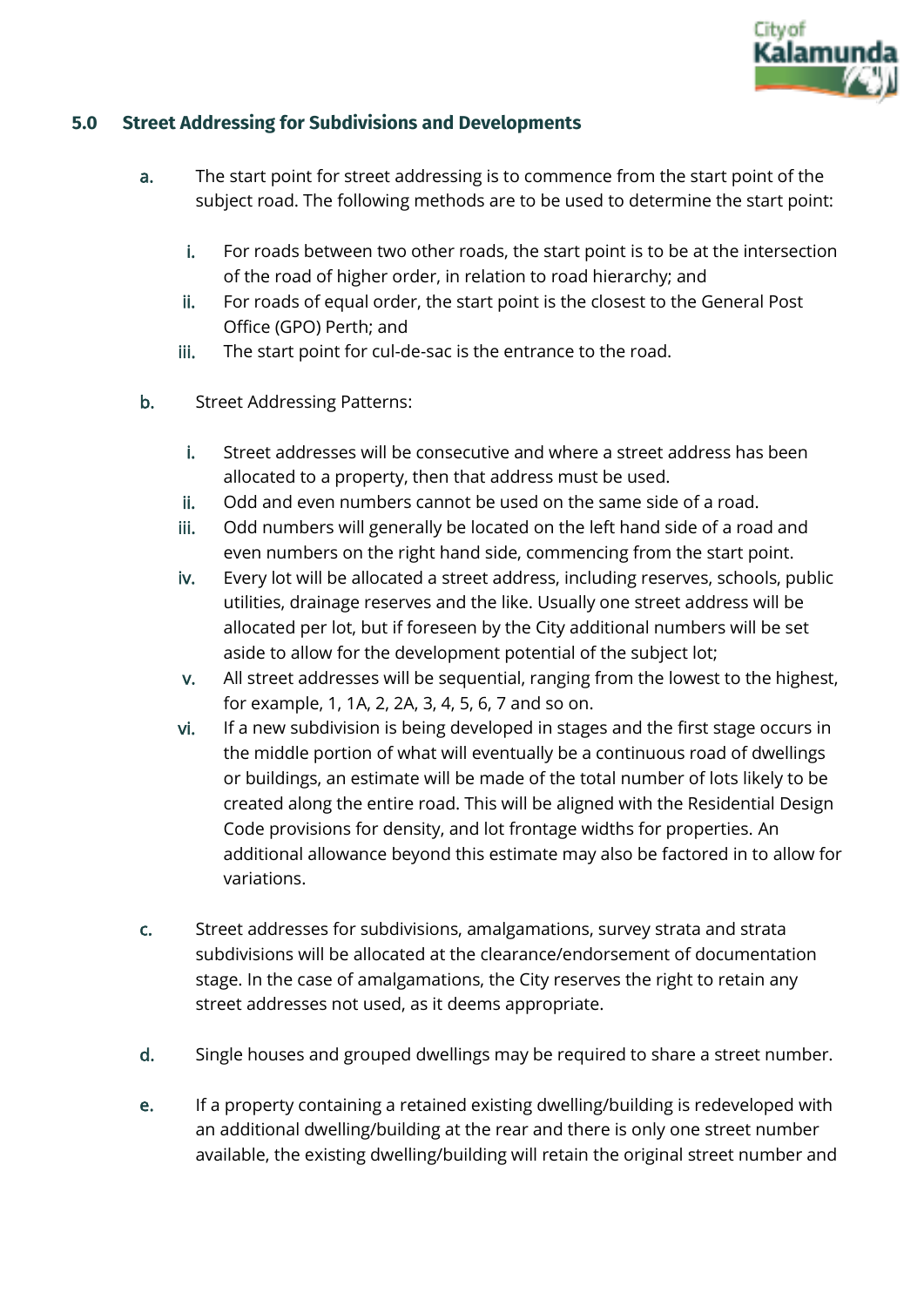## 5.0 Street Addressing for Subdivisions and Developments

a. The start point for street addressing is to commence from the start point of the subject road. The following methods are to be used to determine the start point:

   i. For roads between two other roads, the start point is to be at the intersection of the road of higher order, in relation to road hierarchy; and
   
   ii. For roads of equal order, the start point is the closest to the General Post Office (GPO) Perth; and
   
   iii. The start point for cul-de-sac is the entrance to the road.

b. Street Addressing Patterns:

   i. Street addresses will be consecutive and where a street address has been allocated to a property, then that address must be used.
   
   ii. Odd and even numbers cannot be used on the same side of a road.
   
   iii. Odd numbers will generally be located on the left hand side of a road and even numbers on the right hand side, commencing from the start point.
   
   iv. Every lot will be allocated a street address, including reserves, schools, public utilities, drainage reserves and the like. Usually one street address will be allocated per lot, but if foreseen by the City additional numbers will be set aside to allow for the development potential of the subject lot;
   
   v. All street addresses will be sequential, ranging from the lowest to the highest, for example, 1, 1A, 2, 2A, 3, 4, 5, 6, 7 and so on.
   
   vi. If a new subdivision is being developed in stages and the first stage occurs in the middle portion of what will eventually be a continuous road of dwellings or buildings, an estimate will be made of the total number of lots likely to be created along the entire road. This will be aligned with the Residential Design Code provisions for density, and lot frontage widths for properties. An additional allowance beyond this estimate may also be factored in to allow for variations.

c. Street addresses for subdivisions, amalgamations, survey strata and strata subdivisions will be allocated at the clearance/endorsement of documentation stage. In the case of amalgamations, the City reserves the right to retain any street addresses not used, as it deems appropriate.

d. Single houses and grouped dwellings may be required to share a street number.

e. If a property containing a retained existing dwelling/building is redeveloped with an additional dwelling/building at the rear and there is only one street number available, the existing dwelling/building will retain the original street number and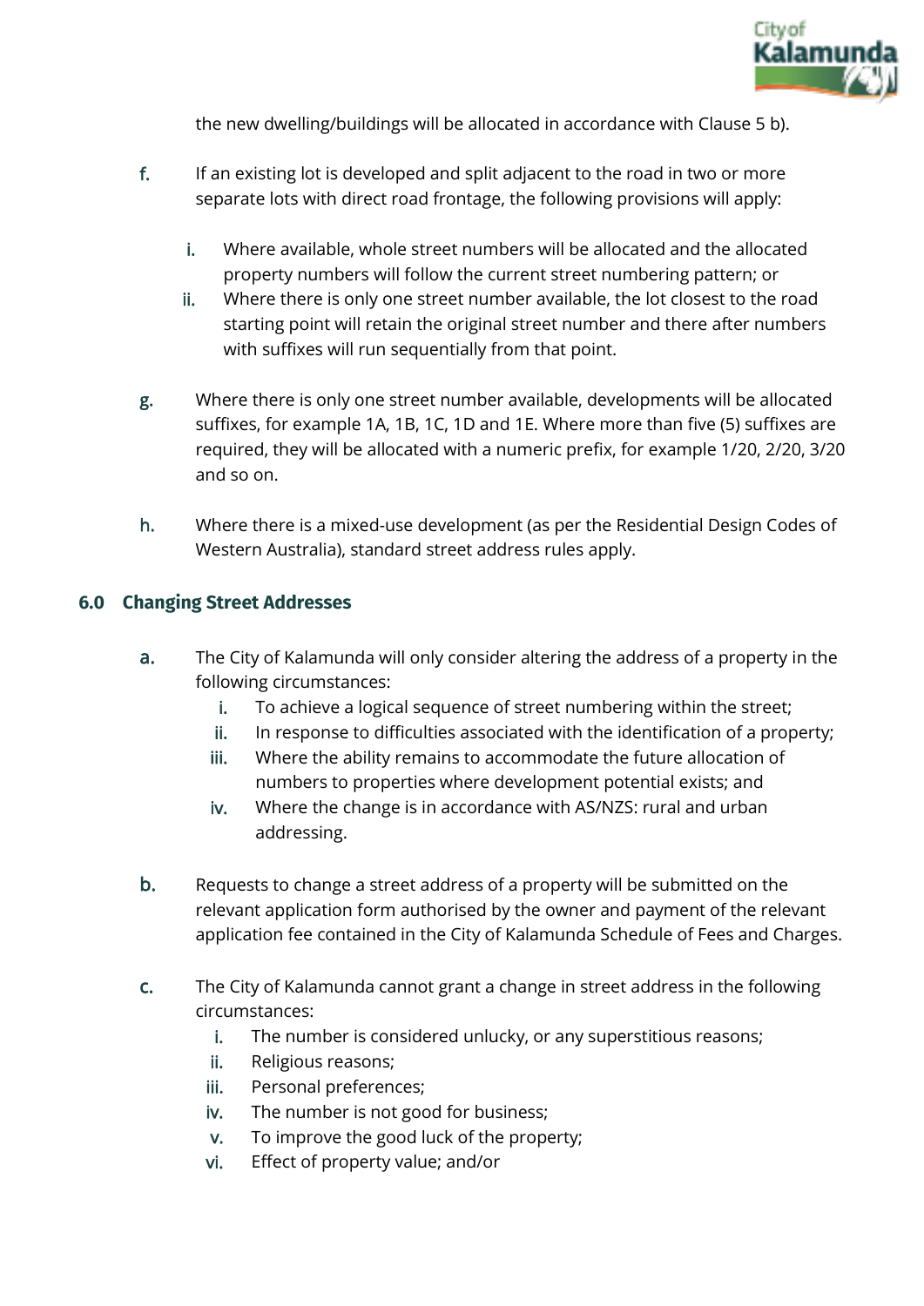the new dwelling/buildings will be allocated in accordance with Clause 5 b).

f. If an existing lot is developed and split adjacent to the road in two or more separate lots with direct road frontage, the following provisions will apply:

   i. Where available, whole street numbers will be allocated and the allocated property numbers will follow the current street numbering pattern; or
   
   ii. Where there is only one street number available, the lot closest to the road starting point will retain the original street number and there after numbers with suffixes will run sequentially from that point.

g. Where there is only one street number available, developments will be allocated suffixes, for example 1A, 1B, 1C, 1D and 1E. Where more than five (5) suffixes are required, they will be allocated with a numeric prefix, for example 1/20, 2/20, 3/20 and so on.

h. Where there is a mixed-use development (as per the Residential Design Codes of Western Australia), standard street address rules apply.

## 6.0 Changing Street Addresses

a. The City of Kalamunda will only consider altering the address of a property in the following circumstances:

   i. To achieve a logical sequence of street numbering within the street;
   
   ii. In response to difficulties associated with the identification of a property;
   
   iii. Where the ability remains to accommodate the future allocation of numbers to properties where development potential exists; and
   
   iv. Where the change is in accordance with AS/NZS: rural and urban addressing.

b. Requests to change a street address of a property will be submitted on the relevant application form authorised by the owner and payment of the relevant application fee contained in the City of Kalamunda Schedule of Fees and Charges.

c. The City of Kalamunda cannot grant a change in street address in the following circumstances:

   i. The number is considered unlucky, or any superstitious reasons;
   
   ii. Religious reasons;
   
   iii. Personal preferences;
   
   iv. The number is not good for business;
   
   v. To improve the good luck of the property;
   
   vi. Effect of property value; and/or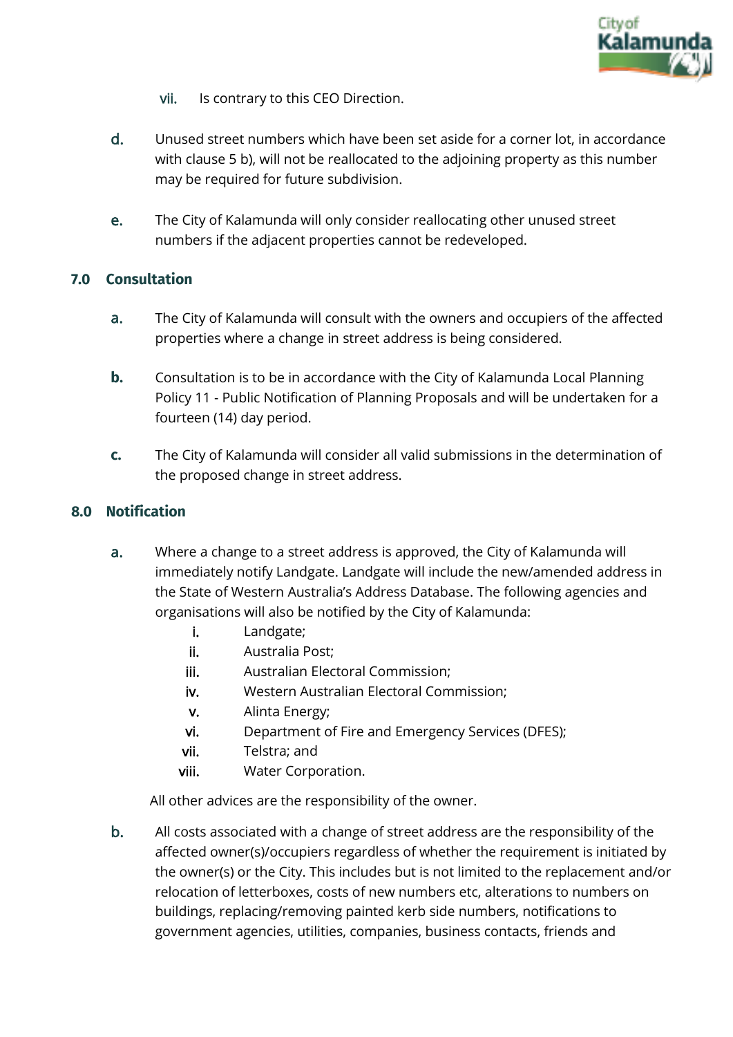vii. Is contrary to this CEO Direction.

d. Unused street numbers which have been set aside for a corner lot, in accordance with clause 5 b), will not be reallocated to the adjoining property as this number may be required for future subdivision.

e. The City of Kalamunda will only consider reallocating other unused street numbers if the adjacent properties cannot be redeveloped.

## 7.0 Consultation

a. The City of Kalamunda will consult with the owners and occupiers of the affected properties where a change in street address is being considered.

b. Consultation is to be in accordance with the City of Kalamunda Local Planning Policy 11 - Public Notification of Planning Proposals and will be undertaken for a fourteen (14) day period.

c. The City of Kalamunda will consider all valid submissions in the determination of the proposed change in street address.

## 8.0 Notification

a. Where a change to a street address is approved, the City of Kalamunda will immediately notify Landgate. Landgate will include the new/amended address in the State of Western Australia's Address Database. The following agencies and organisations will also be notified by the City of Kalamunda:

   i. Landgate;
   ii. Australia Post;
   iii. Australian Electoral Commission;
   iv. Western Australian Electoral Commission;
   v. Alinta Energy;
   vi. Department of Fire and Emergency Services (DFES);
   vii. Telstra; and
   viii. Water Corporation.

   All other advices are the responsibility of the owner.

b. All costs associated with a change of street address are the responsibility of the affected owner(s)/occupiers regardless of whether the requirement is initiated by the owner(s) or the City. This includes but is not limited to the replacement and/or relocation of letterboxes, costs of new numbers etc, alterations to numbers on buildings, replacing/removing painted kerb side numbers, notifications to government agencies, utilities, companies, business contacts, friends and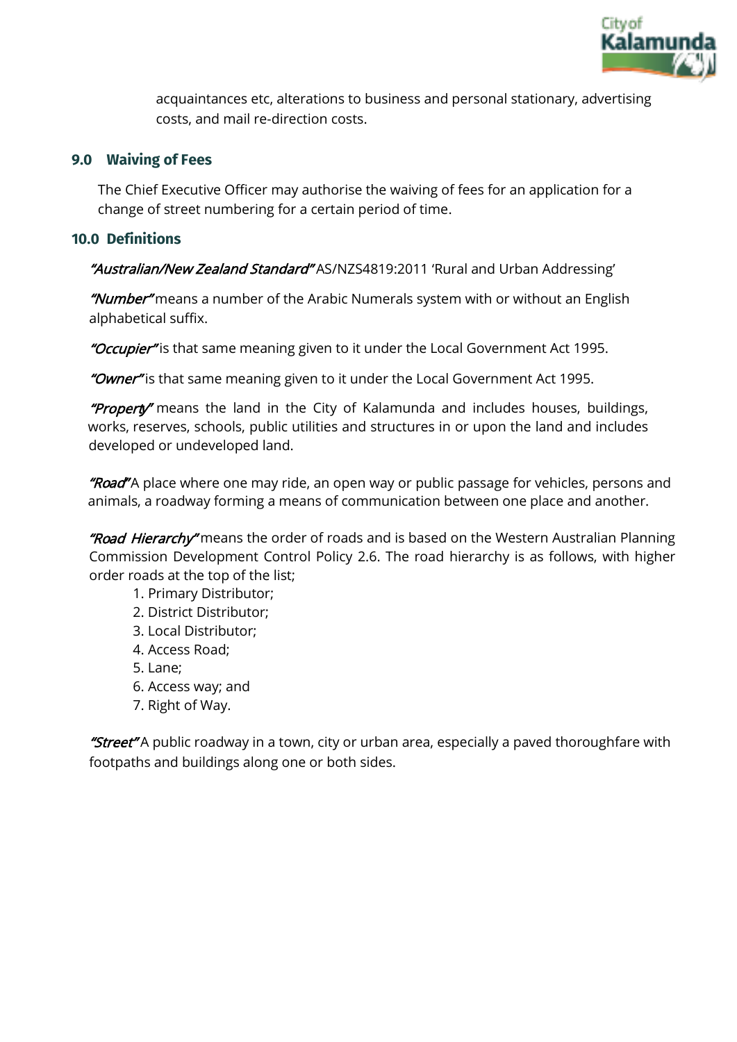acquaintances etc, alterations to business and personal stationary, advertising costs, and mail re-direction costs.

## 9.0 Waiving of Fees

The Chief Executive Officer may authorise the waiving of fees for an application for a change of street numbering for a certain period of time.

## 10.0 Definitions

***"Australian/New Zealand Standard"*** AS/NZS4819:2011 'Rural and Urban Addressing'

***"Number"*** means a number of the Arabic Numerals system with or without an English alphabetical suffix.

***"Occupier"*** is that same meaning given to it under the Local Government Act 1995.

***"Owner"*** is that same meaning given to it under the Local Government Act 1995.

***"Property"*** means the land in the City of Kalamunda and includes houses, buildings, works, reserves, schools, public utilities and structures in or upon the land and includes developed or undeveloped land.

***"Road"*** A place where one may ride, an open way or public passage for vehicles, persons and animals, a roadway forming a means of communication between one place and another.

***"Road Hierarchy"*** means the order of roads and is based on the Western Australian Planning Commission Development Control Policy 2.6. The road hierarchy is as follows, with higher order roads at the top of the list;

1. Primary Distributor;
2. District Distributor;
3. Local Distributor;
4. Access Road;
5. Lane;
6. Access way; and
7. Right of Way.

***"Street"*** A public roadway in a town, city or urban area, especially a paved thoroughfare with footpaths and buildings along one or both sides.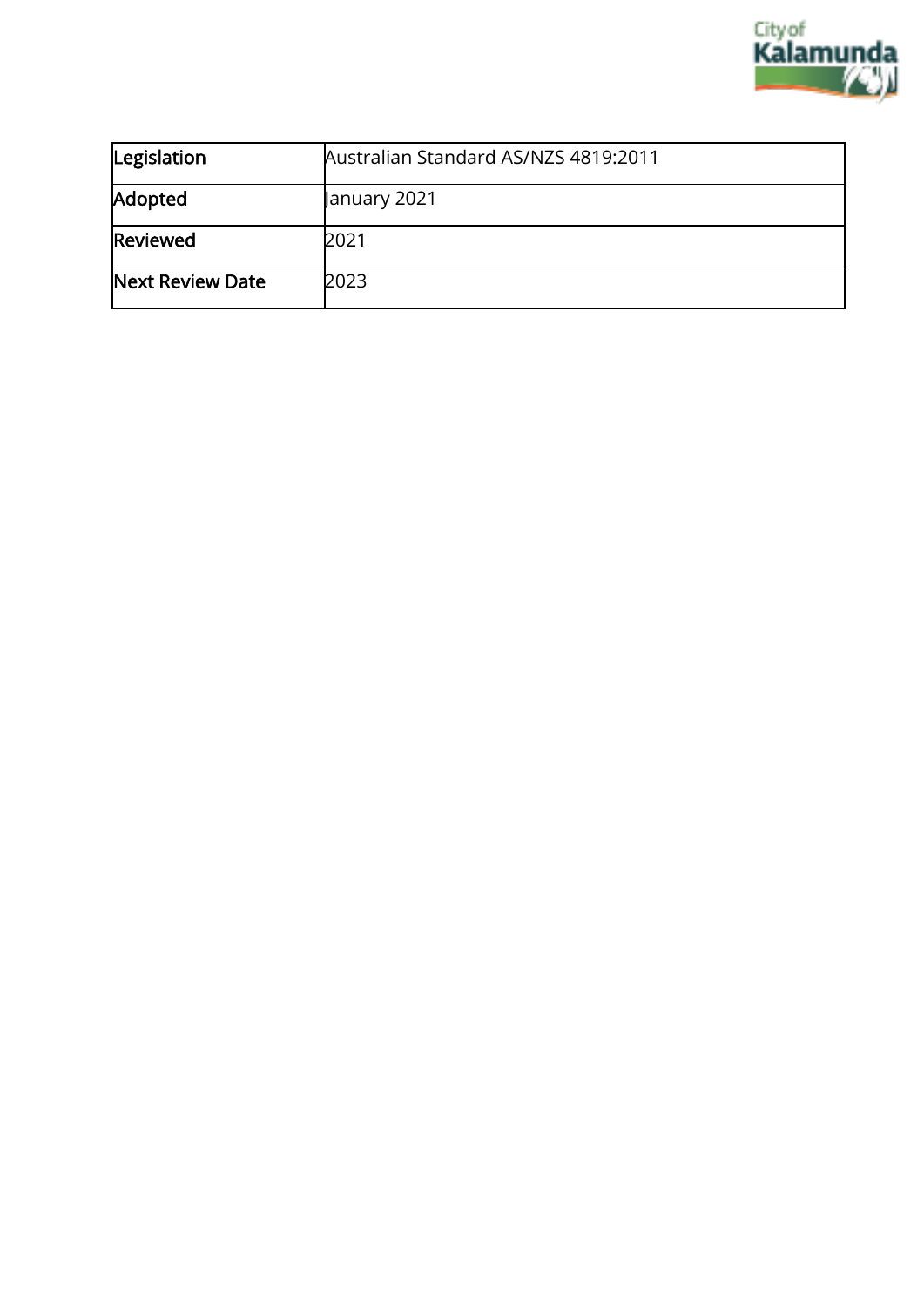| | |
|---|---|
| **Legislation** | Australian Standard AS/NZS 4819:2011 |
| **Adopted** | January 2021 |
| **Reviewed** | 2021 |
| **Next Review Date** | 2023 |